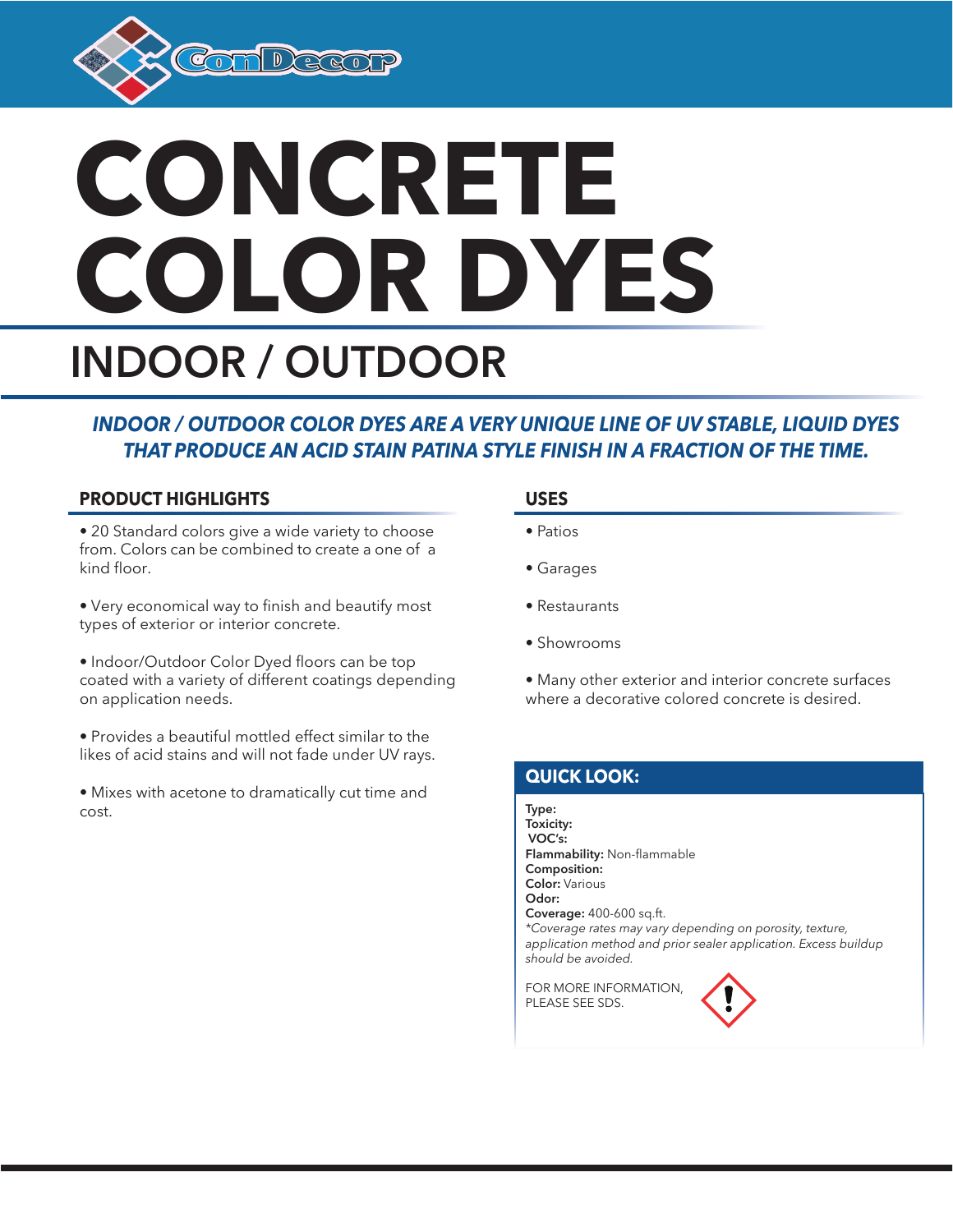# CONCRETE COLOR DYES

## INDOOR / OUTDOOR

***INDOOR / OUTDOOR COLOR DYES ARE A VERY UNIQUE LINE OF UV STABLE, LIQUID DYES THAT PRODUCE AN ACID STAIN PATINA STYLE FINISH IN A FRACTION OF THE TIME.***

### PRODUCT HIGHLIGHTS

- 20 Standard colors give a wide variety to choose from. Colors can be combined to create a one of a kind floor.
- Very economical way to finish and beautify most types of exterior or interior concrete.
- Indoor/Outdoor Color Dyed floors can be top coated with a variety of different coatings depending on application needs.
- Provides a beautiful mottled effect similar to the likes of acid stains and will not fade under UV rays.
- Mixes with acetone to dramatically cut time and cost.

### USES

- Patios
- Garages
- Restaurants
- Showrooms
- Many other exterior and interior concrete surfaces where a decorative colored concrete is desired.

### QUICK LOOK:

**Type:**
**Toxicity:**
**VOC's:**
**Flammability:** Non-flammable
**Composition:**
**Color:** Various
**Odor:**
**Coverage:** 400-600 sq.ft.
*\*Coverage rates may vary depending on porosity, texture, application method and prior sealer application. Excess buildup should be avoided.*

FOR MORE INFORMATION, PLEASE SEE SDS.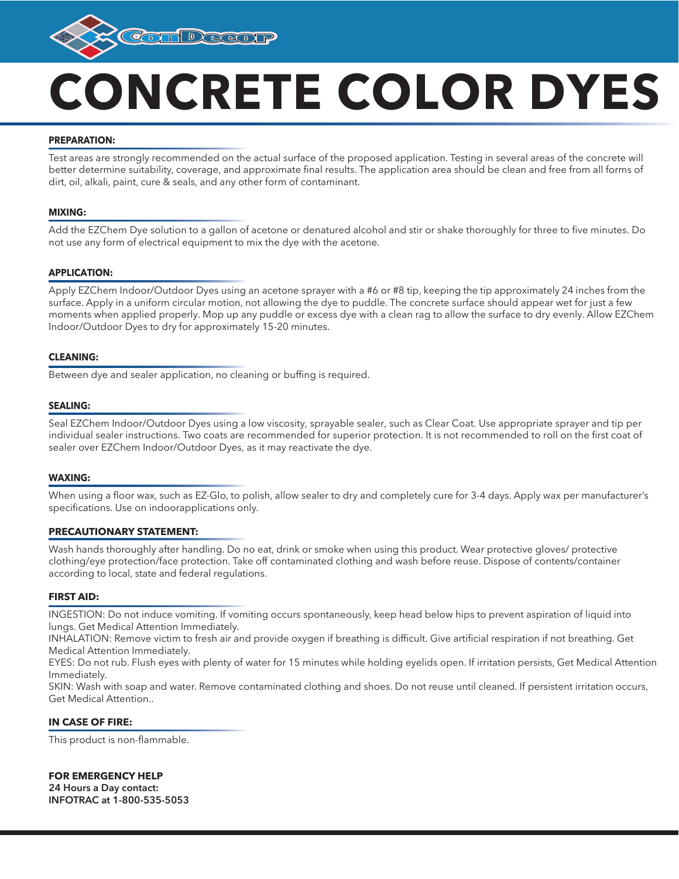# CONCRETE COLOR DYES

**PREPARATION:**

Test areas are strongly recommended on the actual surface of the proposed application. Testing in several areas of the concrete will better determine suitability, coverage, and approximate final results. The application area should be clean and free from all forms of dirt, oil, alkali, paint, cure & seals, and any other form of contaminant.

**MIXING:**

Add the EZChem Dye solution to a gallon of acetone or denatured alcohol and stir or shake thoroughly for three to five minutes. Do not use any form of electrical equipment to mix the dye with the acetone.

**APPLICATION:**

Apply EZChem Indoor/Outdoor Dyes using an acetone sprayer with a #6 or #8 tip, keeping the tip approximately 24 inches from the surface. Apply in a uniform circular motion, not allowing the dye to puddle. The concrete surface should appear wet for just a few moments when applied properly. Mop up any puddle or excess dye with a clean rag to allow the surface to dry evenly. Allow EZChem Indoor/Outdoor Dyes to dry for approximately 15-20 minutes.

**CLEANING:**

Between dye and sealer application, no cleaning or buffing is required.

**SEALING:**

Seal EZChem Indoor/Outdoor Dyes using a low viscosity, sprayable sealer, such as Clear Coat. Use appropriate sprayer and tip per individual sealer instructions. Two coats are recommended for superior protection. It is not recommended to roll on the first coat of sealer over EZChem Indoor/Outdoor Dyes, as it may reactivate the dye.

**WAXING:**

When using a floor wax, such as EZ-Glo, to polish, allow sealer to dry and completely cure for 3-4 days. Apply wax per manufacturer's specifications. Use on indoorapplications only.

**PRECAUTIONARY STATEMENT:**

Wash hands thoroughly after handling. Do no eat, drink or smoke when using this product. Wear protective gloves/ protective clothing/eye protection/face protection. Take off contaminated clothing and wash before reuse. Dispose of contents/container according to local, state and federal regulations.

**FIRST AID:**

INGESTION: Do not induce vomiting. If vomiting occurs spontaneously, keep head below hips to prevent aspiration of liquid into lungs. Get Medical Attention Immediately.
INHALATION: Remove victim to fresh air and provide oxygen if breathing is difficult. Give artificial respiration if not breathing. Get Medical Attention Immediately.
EYES: Do not rub. Flush eyes with plenty of water for 15 minutes while holding eyelids open. If irritation persists, Get Medical Attention Immediately.
SKIN: Wash with soap and water. Remove contaminated clothing and shoes. Do not reuse until cleaned. If persistent irritation occurs, Get Medical Attention..

**IN CASE OF FIRE:**

This product is non-flammable.

**FOR EMERGENCY HELP**
**24 Hours a Day contact:**
**INFOTRAC at 1-800-535-5053**